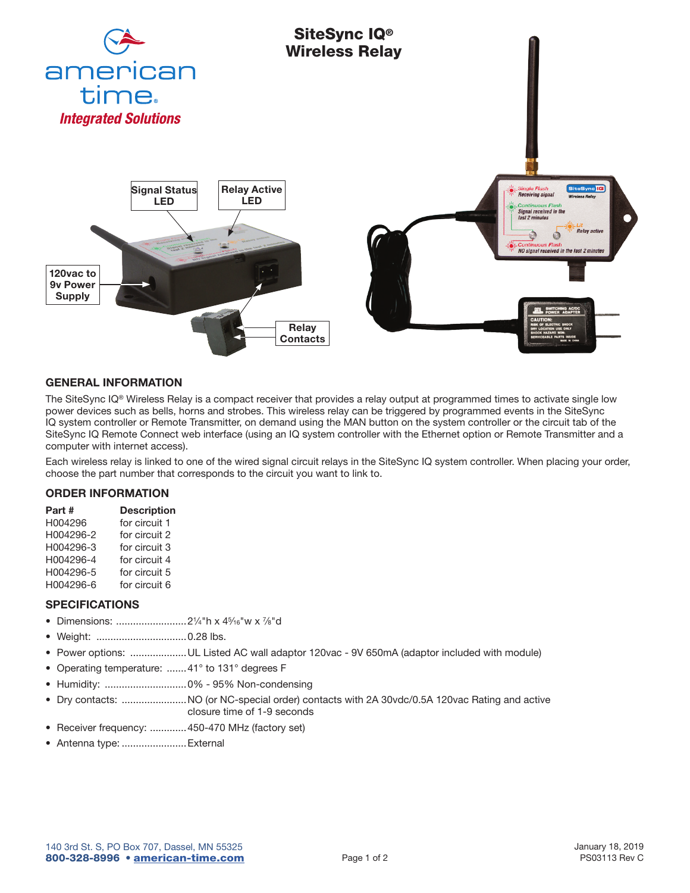# SiteSync IQ® Wireless Relay

Signal Status LED

Relay Active LED

120vac to 9v Power Supply

Relay Contacts

## GENERAL INFORMATION

The SiteSync IQ® Wireless Relay is a compact receiver that provides a relay output at programmed times to activate single low power devices such as bells, horns and strobes. This wireless relay can be triggered by programmed events in the SiteSync IQ system controller or Remote Transmitter, on demand using the MAN button on the system controller or the circuit tab of the SiteSync IQ Remote Connect web interface (using an IQ system controller with the Ethernet option or Remote Transmitter and a computer with internet access).

Each wireless relay is linked to one of the wired signal circuit relays in the SiteSync IQ system controller. When placing your order, choose the part number that corresponds to the circuit you want to link to.

## ORDER INFORMATION

| Part # | Description |
|---|---|
| H004296 | for circuit 1 |
| H004296-2 | for circuit 2 |
| H004296-3 | for circuit 3 |
| H004296-4 | for circuit 4 |
| H004296-5 | for circuit 5 |
| H004296-6 | for circuit 6 |

## SPECIFICATIONS

- Dimensions: .........................2¼"h x 4⁵⁄₁₆"w x ⅞"d
- Weight: ................................0.28 lbs.
- Power options: ....................UL Listed AC wall adaptor 120vac - 9V 650mA (adaptor included with module)
- Operating temperature: .......41° to 131° degrees F
- Humidity: .............................0% - 95% Non-condensing
- Dry contacts: .......................NO (or NC-special order) contacts with 2A 30vdc/0.5A 120vac Rating and active closure time of 1-9 seconds
- Receiver frequency: .............450-470 MHz (factory set)
- Antenna type: .......................External

140 3rd St. S, PO Box 707, Dassel, MN 55325
**800-328-8996 • american-time.com**

January 18, 2019
PS03113 Rev C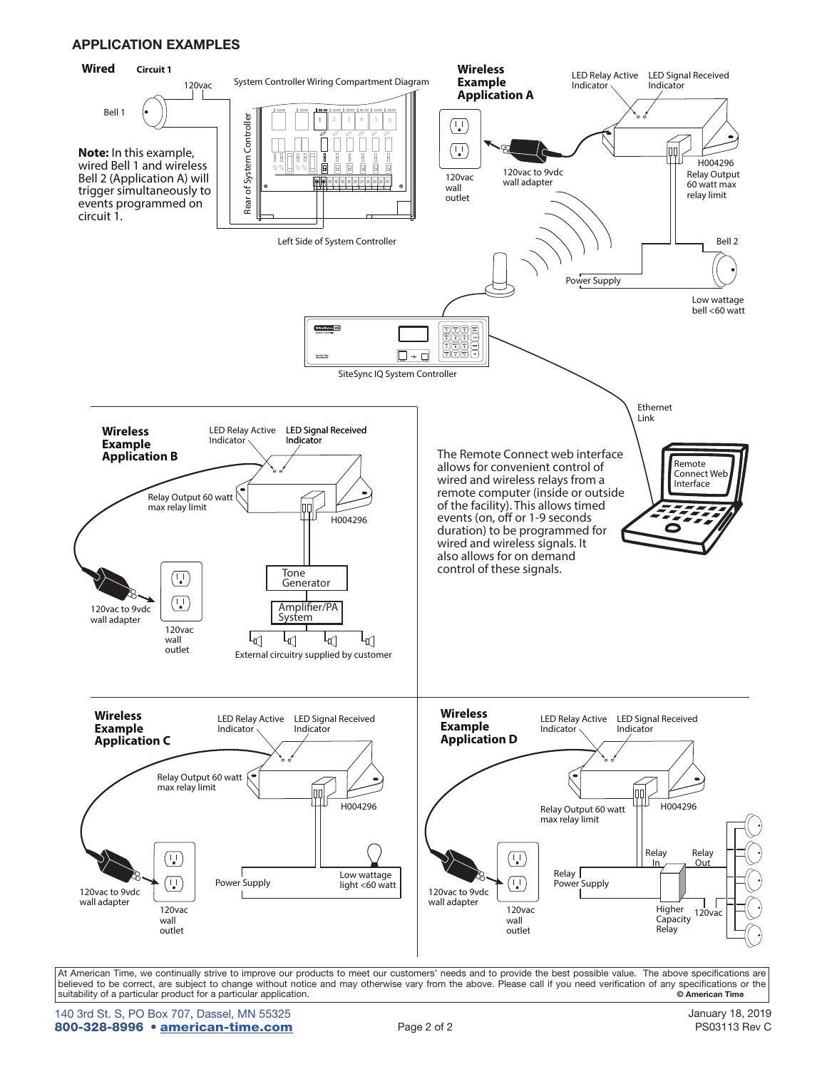## APPLICATION EXAMPLES

**Wired** **Circuit 1**

120vac

Bell 1

System Controller Wiring Compartment Diagram

Rear of System Controller

Left Side of System Controller

**Note:** In this example, wired Bell 1 and wireless Bell 2 (Application A) will trigger simultaneously to events programmed on circuit 1.

**Wireless Example Application A**

LED Relay Active Indicator

LED Signal Received Indicator

120vac wall outlet

120vac to 9vdc wall adapter

H004296

Relay Output 60 watt max relay limit

Bell 2

Power Supply

Low wattage bell <60 watt

SiteSync IQ System Controller

Ethernet Link

**Wireless Example Application B**

LED Relay Active Indicator

LED Signal Received Indicator

Relay Output 60 watt max relay limit

H004296

Tone Generator

Amplifier/PA System

120vac to 9vdc wall adapter

120vac wall outlet

External circuitry supplied by customer

The Remote Connect web interface allows for convenient control of wired and wireless relays from a remote computer (inside or outside of the facility). This allows timed events (on, off or 1-9 seconds duration) to be programmed for wired and wireless signals. It also allows for on demand control of these signals.

Remote Connect Web Interface

**Wireless Example Application C**

LED Relay Active Indicator

LED Signal Received Indicator

Relay Output 60 watt max relay limit

H004296

Power Supply

Low wattage light <60 watt

120vac to 9vdc wall adapter

120vac wall outlet

**Wireless Example Application D**

LED Relay Active Indicator

LED Signal Received Indicator

Relay Output 60 watt max relay limit

H004296

Relay In

Relay Out

Relay Power Supply

Higher Capacity Relay

120vac

120vac to 9vdc wall adapter

120vac wall outlet

At American Time, we continually strive to improve our products to meet our customers' needs and to provide the best possible value. The above specifications are believed to be correct, are subject to change without notice and may otherwise vary from the above. Please call if you need verification of any specifications or the suitability of a particular product for a particular application. **© American Time**

140 3rd St. S, PO Box 707, Dassel, MN 55325
**800-328-8996 • american-time.com**

January 18, 2019
PS03113 Rev C